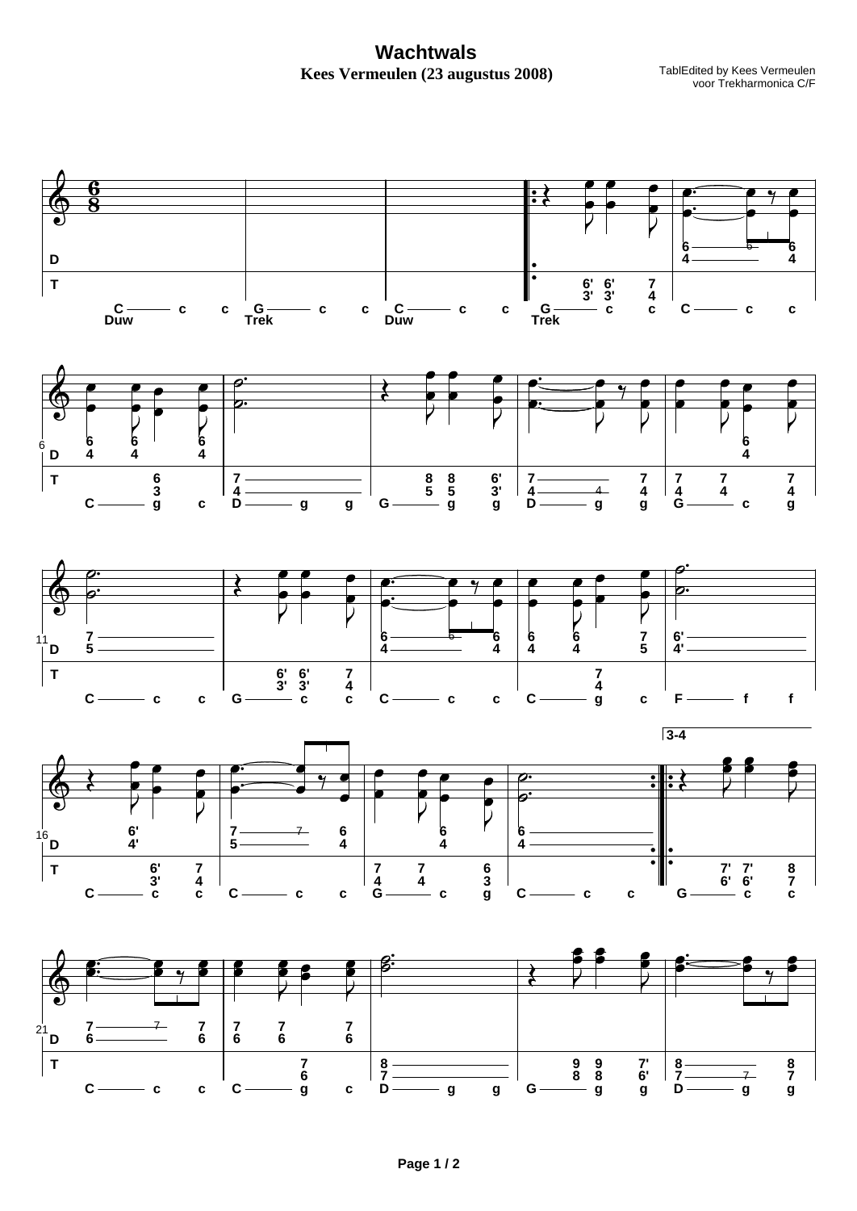# Wachtwals

**Kees Vermeulen (23 augustus 2008)**

TablEdited by Kees Vermeulen
voor Trekharmonica C/F